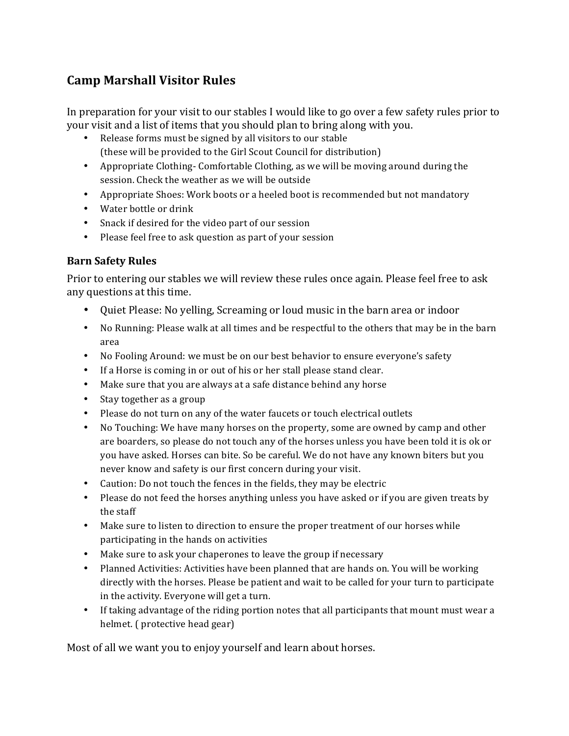# Camp Marshall Visitor Rules

In preparation for your visit to our stables I would like to go over a few safety rules prior to your visit and a list of items that you should plan to bring along with you.

- Release forms must be signed by all visitors to our stable (these will be provided to the Girl Scout Council for distribution)
- Appropriate Clothing- Comfortable Clothing, as we will be moving around during the session. Check the weather as we will be outside
- Appropriate Shoes: Work boots or a heeled boot is recommended but not mandatory
- Water bottle or drink
- Snack if desired for the video part of our session
- Please feel free to ask question as part of your session

## Barn Safety Rules

Prior to entering our stables we will review these rules once again. Please feel free to ask any questions at this time.

- Quiet Please: No yelling, Screaming or loud music in the barn area or indoor
- No Running: Please walk at all times and be respectful to the others that may be in the barn area
- No Fooling Around: we must be on our best behavior to ensure everyone's safety
- If a Horse is coming in or out of his or her stall please stand clear.
- Make sure that you are always at a safe distance behind any horse
- Stay together as a group
- Please do not turn on any of the water faucets or touch electrical outlets
- No Touching: We have many horses on the property, some are owned by camp and other are boarders, so please do not touch any of the horses unless you have been told it is ok or you have asked. Horses can bite. So be careful. We do not have any known biters but you never know and safety is our first concern during your visit.
- Caution: Do not touch the fences in the fields, they may be electric
- Please do not feed the horses anything unless you have asked or if you are given treats by the staff
- Make sure to listen to direction to ensure the proper treatment of our horses while participating in the hands on activities
- Make sure to ask your chaperones to leave the group if necessary
- Planned Activities: Activities have been planned that are hands on. You will be working directly with the horses. Please be patient and wait to be called for your turn to participate in the activity. Everyone will get a turn.
- If taking advantage of the riding portion notes that all participants that mount must wear a helmet. ( protective head gear)

Most of all we want you to enjoy yourself and learn about horses.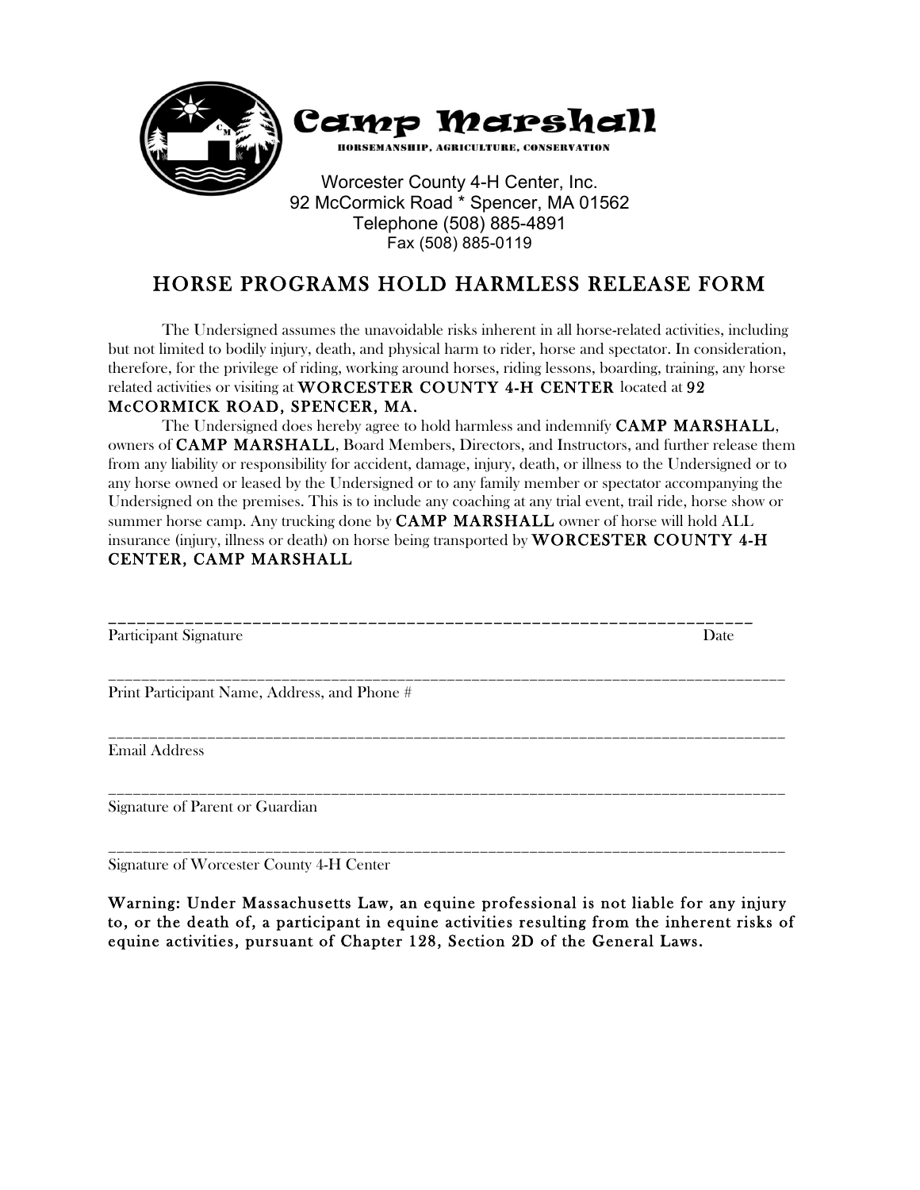# Camp Marshall

HORSEMANSHIP, AGRICULTURE, CONSERVATION

Worcester County 4-H Center, Inc.
92 McCormick Road * Spencer, MA 01562
Telephone (508) 885-4891
Fax (508) 885-0119

## HORSE PROGRAMS HOLD HARMLESS RELEASE FORM

The Undersigned assumes the unavoidable risks inherent in all horse-related activities, including but not limited to bodily injury, death, and physical harm to rider, horse and spectator. In consideration, therefore, for the privilege of riding, working around horses, riding lessons, boarding, training, any horse related activities or visiting at **WORCESTER COUNTY 4-H CENTER** located at **92 McCORMICK ROAD, SPENCER, MA.**

The Undersigned does hereby agree to hold harmless and indemnify **CAMP MARSHALL**, owners of **CAMP MARSHALL**, Board Members, Directors, and Instructors, and further release them from any liability or responsibility for accident, damage, injury, death, or illness to the Undersigned or to any horse owned or leased by the Undersigned or to any family member or spectator accompanying the Undersigned on the premises. This is to include any coaching at any trial event, trail ride, horse show or summer horse camp. Any trucking done by **CAMP MARSHALL** owner of horse will hold ALL insurance (injury, illness or death) on horse being transported by **WORCESTER COUNTY 4-H CENTER, CAMP MARSHALL**

_______________________________________________________________
Participant Signature Date

_______________________________________________________________
Print Participant Name, Address, and Phone #

_______________________________________________________________
Email Address

_______________________________________________________________
Signature of Parent or Guardian

_______________________________________________________________
Signature of Worcester County 4-H Center

**Warning: Under Massachusetts Law, an equine professional is not liable for any injury to, or the death of, a participant in equine activities resulting from the inherent risks of equine activities, pursuant of Chapter 128, Section 2D of the General Laws.**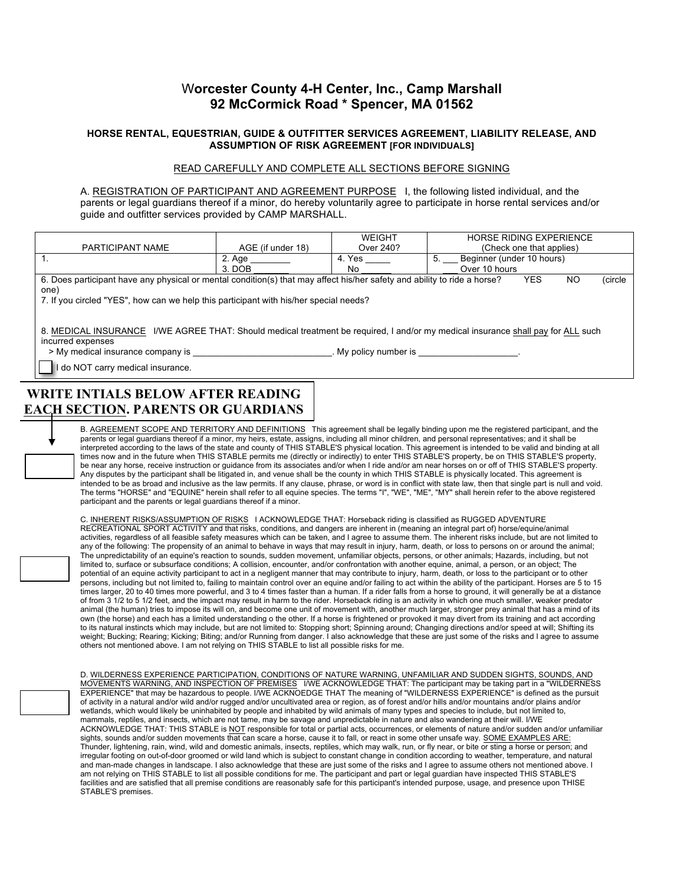# Worcester County 4-H Center, Inc., Camp Marshall
# 92 McCormick Road * Spencer, MA 01562

### HORSE RENTAL, EQUESTRIAN, GUIDE & OUTFITTER SERVICES AGREEMENT, LIABILITY RELEASE, AND ASSUMPTION OF RISK AGREEMENT [FOR INDIVIDUALS]

READ CAREFULLY AND COMPLETE ALL SECTIONS BEFORE SIGNING

A. REGISTRATION OF PARTICIPANT AND AGREEMENT PURPOSE I, the following listed individual, and the parents or legal guardians thereof if a minor, do hereby voluntarily agree to participate in horse rental services and/or guide and outfitter services provided by CAMP MARSHALL.

| PARTICIPANT NAME | AGE (if under 18) | WEIGHT Over 240? | HORSE RIDING EXPERIENCE (Check one that applies) |
|---|---|---|---|
| 1. | 2. Age ________ 3. DOB _______ | 4. Yes _____ No _______ | 5. ___ Beginner (under 10 hours) ___ Over 10 hours |

6. Does participant have any physical or mental condition(s) that may affect his/her safety and ability to ride a horse? YES NO (circle one)

7. If you circled "YES", how can we help this participant with his/her special needs?

8. MEDICAL INSURANCE I/WE AGREE THAT: Should medical treatment be required, I and/or my medical insurance shall pay for ALL such incurred expenses

> My medical insurance company is ___________________________. My policy number is ___________________.

☐ I do NOT carry medical insurance.

**WRITE INTIALS BELOW AFTER READING EACH SECTION. PARENTS OR GUARDIANS**

B. AGREEMENT SCOPE AND TERRITORY AND DEFINITIONS This agreement shall be legally binding upon me the registered participant, and the parents or legal guardians thereof if a minor, my heirs, estate, assigns, including all minor children, and personal representatives; and it shall be interpreted according to the laws of the state and county of THIS STABLE'S physical location. This agreement is intended to be valid and binding at all times now and in the future when THIS STABLE permits me (directly or indirectly) to enter THIS STABLE'S property, be on THIS STABLE'S property, be near any horse, receive instruction or guidance from its associates and/or when I ride and/or am near horses on or off of THIS STABLE'S property. Any disputes by the participant shall be litigated in, and venue shall be the county in which THIS STABLE is physically located. This agreement is intended to be as broad and inclusive as the law permits. If any clause, phrase, or word is in conflict with state law, then that single part is null and void. The terms "HORSE" and "EQUINE" herein shall refer to all equine species. The terms "I", "WE", "ME", "MY" shall herein refer to the above registered participant and the parents or legal guardians thereof if a minor.

C. INHERENT RISKS/ASSUMPTION OF RISKS I ACKNOWLEDGE THAT: Horseback riding is classified as RUGGED ADVENTURE RECREATIONAL SPORT ACTIVITY and that risks, conditions, and dangers are inherent in (meaning an integral part of) horse/equine/animal activities, regardless of all feasible safety measures which can be taken, and I agree to assume them. The inherent risks include, but are not limited to any of the following: The propensity of an animal to behave in ways that may result in injury, harm, death, or loss to persons on or around the animal; The unpredictability of an equine's reaction to sounds, sudden movement, unfamiliar objects, persons, or other animals; Hazards, including, but not limited to, surface or subsurface conditions; A collision, encounter, and/or confrontation with another equine, animal, a person, or an object; The potential of an equine activity participant to act in a negligent manner that may contribute to injury, harm, death, or loss to the participant or to other persons, including but not limited to, failing to maintain control over an equine and/or failing to act within the ability of the participant. Horses are 5 to 15 times larger, 20 to 40 times more powerful, and 3 to 4 times faster than a human. If a rider falls from a horse to ground, it will generally be at a distance of from 3 1/2 to 5 1/2 feet, and the impact may result in harm to the rider. Horseback riding is an activity in which one much smaller, weaker predator animal (the human) tries to impose its will on, and become one unit of movement with, another much larger, stronger prey animal that has a mind of its own (the horse) and each has a limited understanding o the other. If a horse is frightened or provoked it may divert from its training and act according to its natural instincts which may include, but are not limited to: Stopping short; Spinning around; Changing directions and/or speed at will; Shifting its weight; Bucking; Rearing; Kicking; Biting; and/or Running from danger. I also acknowledge that these are just some of the risks and I agree to assume others not mentioned above. I am not relying on THIS STABLE to list all possible risks for me.

D. WILDERNESS EXPERIENCE PARTICIPATION, CONDITIONS OF NATURE WARNING, UNFAMILIAR AND SUDDEN SIGHTS, SOUNDS, AND MOVEMENTS WARNING, AND INSPECTION OF PREMISES I/WE ACKNOWLEDGE THAT: The participant may be taking part in a "WILDERNESS EXPERIENCE" that may be hazardous to people. I/WE ACKNOEDGE THAT The meaning of "WILDERNESS EXPERIENCE" is defined as the pursuit of activity in a natural and/or wild and/or rugged and/or uncultivated area or region, as of forest and/or hills and/or mountains and/or plains and/or wetlands, which would likely be uninhabited by people and inhabited by wild animals of many types and species to include, but not limited to, mammals, reptiles, and insects, which are not tame, may be savage and unpredictable in nature and also wandering at their will. I/WE ACKNOWLEDGE THAT: THIS STABLE is NOT responsible for total or partial acts, occurrences, or elements of nature and/or sudden and/or unfamiliar sights, sounds and/or sudden movements that can scare a horse, cause it to fall, or react in some other unsafe way. SOME EXAMPLES ARE: Thunder, lightening, rain, wind, wild and domestic animals, insects, reptiles, which may walk, run, or fly near, or bite or sting a horse or person; and irregular footing on out-of-door groomed or wild land which is subject to constant change in condition according to weather, temperature, and natural and man-made changes in landscape. I also acknowledge that these are just some of the risks and I agree to assume others not mentioned above. I am not relying on THIS STABLE to list all possible conditions for me. The participant and part or legal guardian have inspected THIS STABLE'S facilities and are satisfied that all premise conditions are reasonably safe for this participant's intended purpose, usage, and presence upon THISE STABLE'S premises.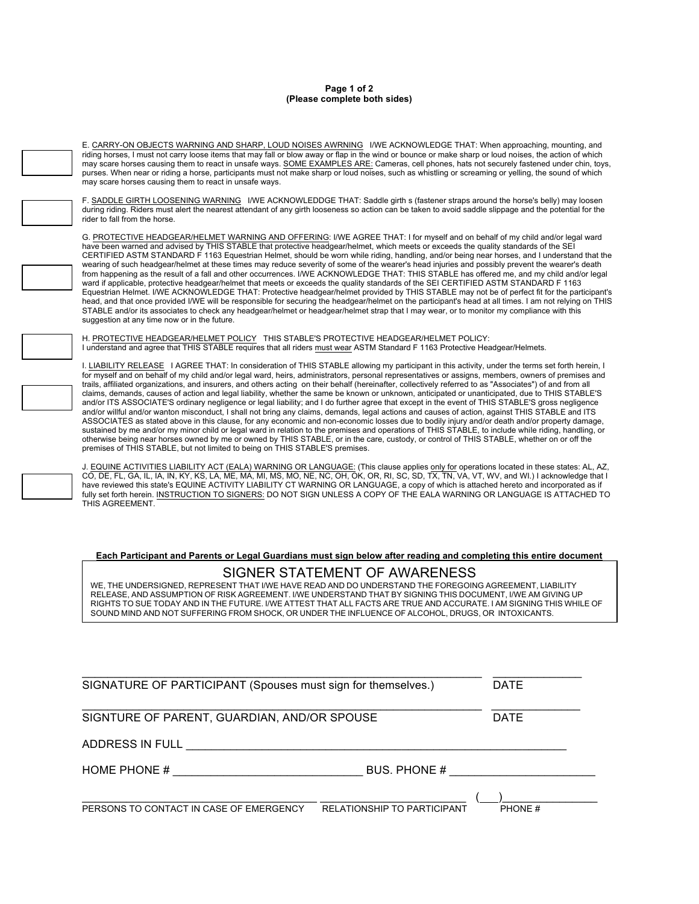**(Please complete both sides)**

E. <u>CARRY-ON OBJECTS WARNING AND SHARP, LOUD NOISES AWRNING</u> I/WE ACKNOWLEDGE THAT: When approaching, mounting, and riding horses, I must not carry loose items that may fall or blow away or flap in the wind or bounce or make sharp or loud noises, the action of which may scare horses causing them to react in unsafe ways. <u>SOME EXAMPLES ARE:</u> Cameras, cell phones, hats not securely fastened under chin, toys, purses. When near or riding a horse, participants must not make sharp or loud noises, such as whistling or screaming or yelling, the sound of which may scare horses causing them to react in unsafe ways.

F. <u>SADDLE GIRTH LOOSENING WARNING</u> I/WE ACKNOWLEDDGE THAT: Saddle girth s (fastener straps around the horse's belly) may loosen during riding. Riders must alert the nearest attendant of any girth looseness so action can be taken to avoid saddle slippage and the potential for the rider to fall from the horse.

G. <u>PROTECTIVE HEADGEAR/HELMET WARNING AND OFFERING</u>: I/WE AGREE THAT: I for myself and on behalf of my child and/or legal ward have been warned and advised by THIS STABLE that protective headgear/helmet, which meets or exceeds the quality standards of the SEI CERTIFIED ASTM STANDARD F 1163 Equestrian Helmet, should be worn while riding, handling, and/or being near horses, and I understand that the wearing of such headgear/helmet at these times may reduce severity of some of the wearer's head injuries and possibly prevent the wearer's death from happening as the result of a fall and other occurrences. I/WE ACKNOWLEDGE THAT: THIS STABLE has offered me, and my child and/or legal ward if applicable, protective headgear/helmet that meets or exceeds the quality standards of the SEI CERTIFIED ASTM STANDARD F 1163 Equestrian Helmet. I/WE ACKNOWLEDGE THAT: Protective headgear/helmet provided by THIS STABLE may not be of perfect fit for the participant's head, and that once provided I/WE will be responsible for securing the headgear/helmet on the participant's head at all times. I am not relying on THIS STABLE and/or its associates to check any headgear/helmet or headgear/helmet strap that I may wear, or to monitor my compliance with this suggestion at any time now or in the future.

H. <u>PROTECTIVE HEADGEAR/HELMET POLICY</u> THIS STABLE'S PROTECTIVE HEADGEAR/HELMET POLICY:
I understand and agree that THIS STABLE requires that all riders <u>must wear</u> ASTM Standard F 1163 Protective Headgear/Helmets.

I. <u>LIABILITY RELEASE</u> I AGREE THAT: In consideration of THIS STABLE allowing my participant in this activity, under the terms set forth herein, I for myself and on behalf of my child and/or legal ward, heirs, administrators, personal representatives or assigns, members, owners of premises and trails, affiliated organizations, and insurers, and others acting on their behalf (hereinafter, collectively referred to as "Associates") of and from all claims, demands, causes of action and legal liability, whether the same be known or unknown, anticipated or unanticipated, due to THIS STABLE'S and/or ITS ASSOCIATE'S ordinary negligence or legal liability; and I do further agree that except in the event of THIS STABLE'S gross negligence and/or willful and/or wanton misconduct, I shall not bring any claims, demands, legal actions and causes of action, against THIS STABLE and ITS ASSOCIATES as stated above in this clause, for any economic and non-economic losses due to bodily injury and/or death and/or property damage, sustained by me and/or my minor child or legal ward in relation to the premises and operations of THIS STABLE, to include while riding, handling, or otherwise being near horses owned by me or owned by THIS STABLE, or in the care, custody, or control of THIS STABLE, whether on or off the premises of THIS STABLE, but not limited to being on THIS STABLE'S premises.

J. <u>EQUINE ACTIVITIES LIABILITY ACT (EALA) WARNING OR LANGUAGE:</u> (This clause applies <u>only for</u> operations located in these states: AL, AZ, CO, DE, FL, GA, IL, IA, IN, KY, KS, LA, ME, MA, MI, MS, MO, NE, NC, OH, OK, OR, RI, SC, SD, TX, TN, VA, VT, WV, and WI.) I acknowledge that I have reviewed this state's EQUINE ACTIVITY LIABILITY CT WARNING OR LANGUAGE, a copy of which is attached hereto and incorporated as if fully set forth herein. <u>INSTRUCTION TO SIGNERS:</u> DO NOT SIGN UNLESS A COPY OF THE EALA WARNING OR LANGUAGE IS ATTACHED TO THIS AGREEMENT.

**<u>Each Participant and Parents or Legal Guardians must sign below after reading and completing this entire document</u>**

## SIGNER STATEMENT OF AWARENESS

WE, THE UNDERSIGNED, REPRESENT THAT I/WE HAVE READ AND DO UNDERSTAND THE FOREGOING AGREEMENT, LIABILITY RELEASE, AND ASSUMPTION OF RISK AGREEMENT. I/WE UNDERSTAND THAT BY SIGNING THIS DOCUMENT, I/WE AM GIVING UP RIGHTS TO SUE TODAY AND IN THE FUTURE. I/WE ATTEST THAT ALL FACTS ARE TRUE AND ACCURATE. I AM SIGNING THIS WHILE OF SOUND MIND AND NOT SUFFERING FROM SHOCK, OR UNDER THE INFLUENCE OF ALCOHOL, DRUGS, OR INTOXICANTS.

_______________________________________________ ____________
SIGNATURE OF PARTICIPANT (Spouses must sign for themselves.) DATE

_______________________________________________ ____________
SIGNTURE OF PARENT, GUARDIAN, AND/OR SPOUSE DATE

ADDRESS IN FULL _______________________________________________

HOME PHONE # ______________________ BUS. PHONE # ____________________

__________________________ ____________________ (___)______________
PERSONS TO CONTACT IN CASE OF EMERGENCY RELATIONSHIP TO PARTICIPANT PHONE #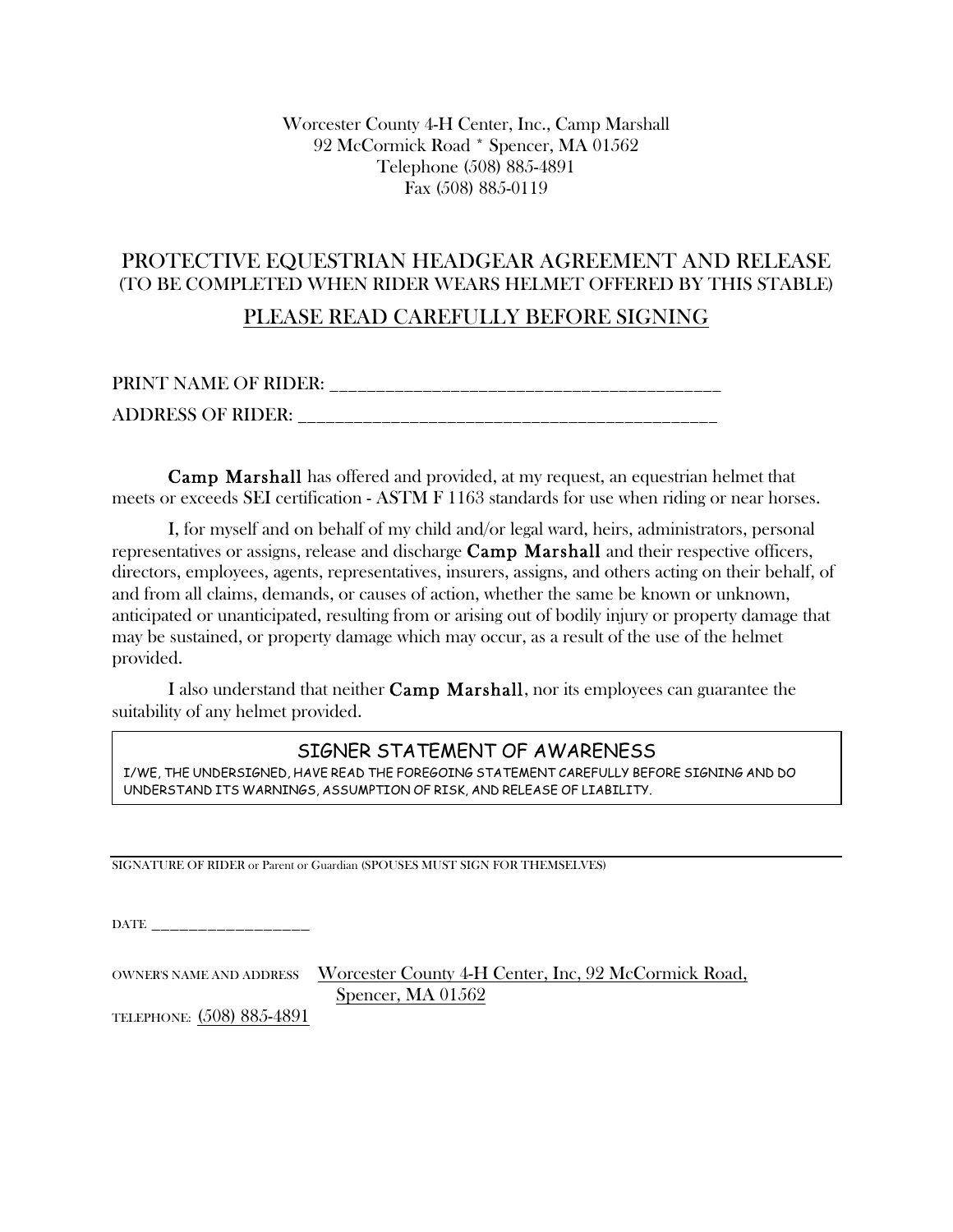Worcester County 4-H Center, Inc., Camp Marshall
92 McCormick Road * Spencer, MA 01562
Telephone (508) 885-4891
Fax (508) 885-0119

# PROTECTIVE EQUESTRIAN HEADGEAR AGREEMENT AND RELEASE

(TO BE COMPLETED WHEN RIDER WEARS HELMET OFFERED BY THIS STABLE)

## PLEASE READ CAREFULLY BEFORE SIGNING

PRINT NAME OF RIDER: ___________________________________________

ADDRESS OF RIDER: _____________________________________________

**Camp Marshall** has offered and provided, at my request, an equestrian helmet that meets or exceeds SEI certification - ASTM F 1163 standards for use when riding or near horses.

I, for myself and on behalf of my child and/or legal ward, heirs, administrators, personal representatives or assigns, release and discharge **Camp Marshall** and their respective officers, directors, employees, agents, representatives, insurers, assigns, and others acting on their behalf, of and from all claims, demands, or causes of action, whether the same be known or unknown, anticipated or unanticipated, resulting from or arising out of bodily injury or property damage that may be sustained, or property damage which may occur, as a result of the use of the helmet provided.

I also understand that neither **Camp Marshall**, nor its employees can guarantee the suitability of any helmet provided.

### SIGNER STATEMENT OF AWARENESS

I/WE, THE UNDERSIGNED, HAVE READ THE FOREGOING STATEMENT CAREFULLY BEFORE SIGNING AND DO UNDERSTAND ITS WARNINGS, ASSUMPTION OF RISK, AND RELEASE OF LIABILITY.

_____________________________________________

SIGNATURE OF RIDER or Parent or Guardian (SPOUSES MUST SIGN FOR THEMSELVES)

DATE ___________________

OWNER'S NAME AND ADDRESS Worcester County 4-H Center, Inc, 92 McCormick Road, Spencer, MA 01562

TELEPHONE: (508) 885-4891